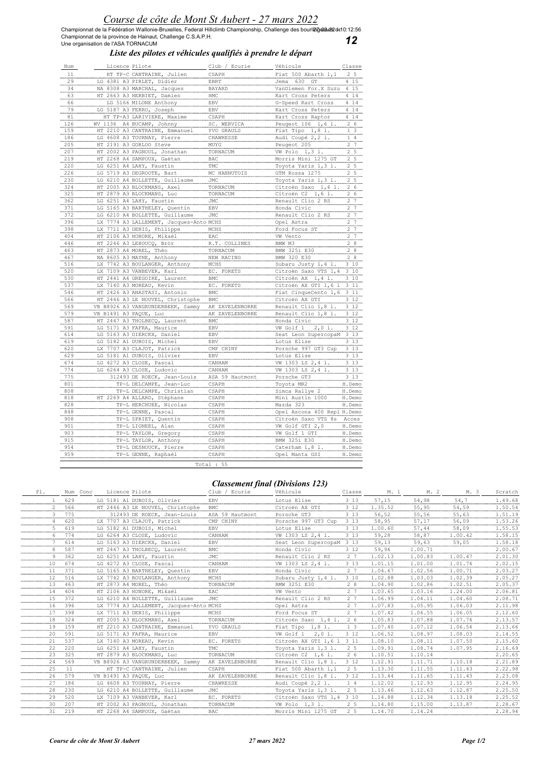# *Course de côte de Mont St Aubert - 27 mars 2022*

Championnat de la Fédération Wallonie-Bruxelles, Federal Hillclimb Championship, Challenge des bourlingueurs 27-03-22 de 10:12:56

Championnat de la province de Hainaut, Challenge C.S.A.P.H.

Une organisation de l'ASA TORNACUM

**12**

## *Liste des pilotes et véhicules qualifiés à prendre le départ*

| Num | Licence Pilote | Club / Ecurie | Véhicule | Classe |
|---|---|---|---|---|
| 11 | HT TP-C CANTRAINE, Julien | CSAPH | Fiat 500 Abarth 1,1 | 2 5 |
| 29 | LG 4381 A3 PIRLET, Didier | EBRT | Jema 630 GT | 4 15 |
| 34 | NA 8308 A3 MARCHAL, Jacques | BAYARD | VanDiemen For.X Suzu | 4 15 |
| 63 | HT 2663 A3 HERBIET, Damien | HMC | Kart Cross Peters | 4 14 |
| 66 | LG 5166 MILONE Anthony | EBV | G-Speed Kart Cross | 4 14 |
| 79 | LG 5187 A3 FERRO, Joseph | EBV | Kart Cross Peters | 4 14 |
| 81 | HT TP-A3 LARIVIERE, Maxime | CSAPH | Kart Cross Raptor | 4 14 |
| 126 | WV 1136 A4 BUCAMP, Johnny | SC. WERVICA | Peugeot 106 1,6 l. | 2 6 |
| 159 | HT 2210 A3 CANTRAINE, Emmanuel | YVO GRAULS | Fiat Tipo 1,8 l. | 1 3 |
| 186 | LG 4608 A3 TOURNAY, Pierre | CHAWRESSE | Audi Coupé 2,2 l. | 1 4 |
| 205 | HT 2191 A3 GORLOO Steve | MUYG | Peugeot 205 | 2 7 |
| 207 | HT 2002 A3 PAGNOUL, Jonathan | TORNACUM | VW Polo 1,3 l. | 2 5 |
| 219 | HT 2268 A4 SAMPOUX, Gaëtan | BAC | Morris Mini 1275 GT | 2 5 |
| 220 | LG 6251 A4 LAHY, Faustin | TMC | Toyota Yaris 1,3 l. | 2 5 |
| 226 | LG 5719 A3 DEGROOTE, Bart | MC HANNUTOIS | GTM Rossa 1275 | 2 5 |
| 230 | LG 6210 A4 BOLLETTE, Guillaume | JMC | Toyota Yaris 1,3 l. | 2 5 |
| 324 | HT 2005 A3 BLOCKMANS, Axel | TORNACUM | Citroën Saxo 1,6 l. | 2 6 |
| 325 | HT 2879 A3 BLOCKMANS, Luc | TORNACUM | Citroën C2 1,6 l. | 2 6 |
| 362 | LG 6251 A4 LAHY, Faustin | JMC | Renault Clio 2 RS | 2 7 |
| 371 | LG 5165 A3 BARTHELEY, Quentin | EBV | Honda Civic | 2 7 |
| 372 | LG 6210 A4 BOLLETTE, Guillaume | JMC | Renault Clio 2 RS | 2 7 |
| 396 | LX 7774 A3 LALLEMENT, Jacques-Anto | MCHS | Opel Astra | 2 7 |
| 398 | LX 7711 A3 DENIS, Philippe | MCHS | Ford Focus ST | 2 7 |
| 404 | HT 2106 A3 HONORE, Mikaël | EAC | VW Vento | 2 7 |
| 446 | HT 2246 A3 LEHOUCQ, Brör | R.T. COLLINES | BMW M3 | 2 8 |
| 463 | HT 2873 A4 MOREL, Théo | TORNACUM | BMW 325i E30 | 2 8 |
| 467 | NA 8605 A3 MAYNE, Anthony | NEW RACING | BMW 320 E30 | 2 8 |
| 516 | LX 7742 A3 BOULANGER, Anthony | MCHS | Subaru Justy 1,4 l. | 3 10 |
| 520 | LX 7109 A3 VANBEVER, Karl | EC. FORETS | Citroën Saxo VTS 1,4 | 3 10 |
| 530 | HT 2441 A4 GREGOIRE, Laurent | BMC | Citroën AX 1,4 l. | 3 10 |
| 537 | LX 7140 A3 MOREAU, Kevin | EC. FORETS | Citroën AX GTI 1,6 l | 3 11 |
| 546 | HT 2426 A3 ANASTASI, Antonio | BMC | Fiat CinqueCento 1,6 | 3 11 |
| 566 | HT 2446 A3 LE NOUVEL, Christophe | BMC | Citroën AX GTI | 3 12 |
| 569 | VB B8926 A3 VANGRUNDERBEEK, Sammy | AK ZAVELENBORRE | Renault Clio 1,8 l. | 3 12 |
| 579 | VB B1491 A3 PAQUE, Luc | AK ZAVELENBORRE | Renault Clio 1,8 l. | 3 12 |
| 587 | HT 2447 A3 THOLBECQ, Laurent | BMC | Honda Civic | 3 12 |
| 591 | LG 5171 A3 FAFRA, Maurice | EBV | VW Golf 1 2,0 l. | 3 12 |
| 614 | LG 5163 A3 DIERCKX, Daniel | EBV | Seat Leon SupercopaM | 3 13 |
| 619 | LG 5182 A1 DUBOIS, Michel | EBV | Lotus Elise | 3 13 |
| 620 | LX 7707 A3 CLAJOT, Patrick | CMP CHINY | Porsche 997 GT3 Cup | 3 13 |
| 629 | LG 5181 A1 DUBOIS, Olivier | EBV | Lotus Elise | 3 13 |
| 674 | LG 4272 A3 CLOSE, Pascal | CANHAM | VW 1303 LS 2,4 l. | 3 13 |
| 774 | LG 6264 A3 CLOSE, Ludovic | CANHAM | VW 1303 LS 2,4 l. | 3 13 |
| 775 | 312493 DE ROECK, Jean-Louis | ASA 59 Hautmont | Porsche GT3 | 3 13 |
| 801 | TP-L DELCAMPE, Jean-Luc | CSAPH | Toyota MR2 | H.Demo |
| 808 | TP-L DELCAMPE, Christian | CSAPH | Simca Rallye 2 | H.Demo |
| 818 | HT 2269 A4 ALLARD, Stéphane | CSAPH | Mini Austin 1000 | H.Demo |
| 828 | TP-L HERCHUEE, Nicolas | CSAPH | Mazda 323 | H.Demo |
| 848 | TP-L GENNE, Pascal | CSAPH | Opel Ascona 400 Repl | H.Demo |
| 908 | TP-L SPRIET, Quentin | CSAPH | Citroën Saxo VTS 8s | Acces |
| 901 | TP-L LIGNEEL, Alan | CSAPH | VW Golf GTI 2,0 | H.Demo |
| 903 | TP-L TAYLOR, Gregory | CSAPH | VW Golf 1 GTI | H.Demo |
| 915 | TP-L TAYLOR, Anthony | CSAPH | BMW 325i E30 | H.Demo |
| 954 | TP-L DESNOUCK, Pierre | CSAPH | Caterham 1,8 l. | H.Demo |
| 959 | TP-L GENNE, Raphaël | CSAPH | Opel Manta GSI | H.Demo |

Total : 55

## *Classement final (Divisions 123)*

| Pl. | Num | Conc | Licence Pilote | Club / Ecurie | Véhicule | Classe | M. 1 | M. 2 | M. 3 | Scratch |
|---|---|---|---|---|---|---|---|---|---|---|
| 1 | 629 | | LG 5181 A1 DUBOIS, Olivier | EBV | Lotus Elise | 3 13 | 57,15 | 54,98 | 54,7 | 1.49.68 |
| 2 | 566 | | HT 2446 A3 LE NOUVEL, Christophe | BMC | Citroën AX GTI | 3 12 | 1.35.52 | 55,95 | 54,59 | 1.50.54 |
| 3 | 775 | | 312493 DE ROECK, Jean-Louis | ASA 59 Hautmont | Porsche GT3 | 3 13 | 56,52 | 55,56 | 55,63 | 1.51.19 |
| 4 | 620 | | LX 7707 A3 CLAJOT, Patrick | CMP CHINY | Porsche 997 GT3 Cup | 3 13 | 58,95 | 57,17 | 56,09 | 1.53.26 |
| 5 | 619 | | LG 5182 A1 DUBOIS, Michel | EBV | Lotus Elise | 3 13 | 1.00.60 | 57,44 | 58,09 | 1.55.53 |
| 6 | 774 | | LG 6264 A3 CLOSE, Ludovic | CANHAM | VW 1303 LS 2,4 l. | 3 13 | 59,28 | 58,87 | 1.00.42 | 1.58.15 |
| 7 | 614 | | LG 5163 A3 DIERCKX, Daniel | EBV | Seat Leon SupercopaM | 3 13 | 59,13 | 59,63 | 59,05 | 1.58.18 |
| 8 | 587 | | HT 2447 A3 THOLBECQ, Laurent | BMC | Honda Civic | 3 12 | 59,96 | 1.00.71 | | 2.00.67 |
| 9 | 362 | | LG 6251 A4 LAHY, Faustin | JMC | Renault Clio 2 RS | 2 7 | 1.02.13 | 1.00.83 | 1.00.47 | 2.01.30 |
| 10 | 674 | | LG 4272 A3 CLOSE, Pascal | CANHAM | VW 1303 LS 2,4 l. | 3 13 | 1.01.15 | 1.01.00 | 1.01.74 | 2.02.15 |
| 11 | 371 | | LG 5165 A3 BARTHELEY, Quentin | EBV | Honda Civic | 2 7 | 1.04.67 | 1.02.56 | 1.00.71 | 2.03.27 |
| 12 | 516 | | LX 7742 A3 BOULANGER, Anthony | MCHS | Subaru Justy 1,4 l. | 3 10 | 1.02.88 | 1.03.03 | 1.02.39 | 2.05.27 |
| 13 | 463 | | HT 2873 A4 MOREL, Théo | TORNACUM | BMW 325i E30 | 2 8 | 1.04.90 | 1.02.86 | 1.02.51 | 2.05.37 |
| 14 | 404 | | HT 2106 A3 HONORE, Mikaël | EAC | VW Vento | 2 7 | 1.03.65 | 1.03.16 | 1.24.00 | 2.06.81 |
| 15 | 372 | | LG 6210 A4 BOLLETTE, Guillaume | JMC | Renault Clio 2 RS | 2 7 | 1.06.99 | 1.04.11 | 1.04.60 | 2.08.71 |
| 16 | 396 | | LX 7774 A3 LALLEMENT, Jacques-Anto | MCHS | Opel Astra | 2 7 | 1.07.83 | 1.05.95 | 1.06.03 | 2.11.98 |
| 17 | 398 | | LX 7711 A3 DENIS, Philippe | MCHS | Ford Focus ST | 2 7 | 1.07.42 | 1.06.55 | 1.06.05 | 2.12.60 |
| 18 | 324 | | HT 2005 A3 BLOCKMANS, Axel | TORNACUM | Citroën Saxo 1,6 l. | 2 6 | 1.05.83 | 1.07.88 | 1.07.74 | 2.13.57 |
| 19 | 159 | | HT 2210 A3 CANTRAINE, Emmanuel | YVO GRAULS | Fiat Tipo 1,8 l. | 1 3 | 1.07.40 | 1.07.12 | 1.06.54 | 2.13.66 |
| 20 | 591 | | LG 5171 A3 FAFRA, Maurice | EBV | VW Golf 1 2,0 l. | 3 12 | 1.06.52 | 1.08.97 | 1.08.03 | 2.14.55 |
| 21 | 537 | | LX 7140 A3 MOREAU, Kevin | EC. FORETS | Citroën AX GTI 1,6 l | 3 11 | 1.08.10 | 1.08.11 | 1.07.50 | 2.15.60 |
| 22 | 220 | | LG 6251 A4 LAHY, Faustin | TMC | Toyota Yaris 1,3 l. | 2 5 | 1.09.91 | 1.08.74 | 1.07.95 | 2.16.69 |
| 23 | 325 | | HT 2879 A3 BLOCKMANS, Luc | TORNACUM | Citroën C2 1,6 l. | 2 6 | 1.10.51 | 1.10.14 | | 2.20.65 |
| 24 | 569 | | VB B8926 A3 VANGRUNDERBEEK, Sammy | AK ZAVELENBORRE | Renault Clio 1,8 l. | 3 12 | 1.12.91 | 1.11.71 | 1.10.18 | 2.21.89 |
| 25 | 11 | | HT TP-C CANTRAINE, Julien | CSAPH | Fiat 500 Abarth 1,1 | 2 5 | 1.13.30 | 1.11.55 | 1.11.43 | 2.22.98 |
| 26 | 579 | | VB B1491 A3 PAQUE, Luc | AK ZAVELENBORRE | Renault Clio 1,8 l. | 3 12 | 1.13.44 | 1.11.65 | 1.11.43 | 2.23.08 |
| 27 | 186 | | LG 4608 A3 TOURNAY, Pierre | CHAWRESSE | Audi Coupé 2,2 l. | 1 4 | 1.12.02 | 1.12.93 | 1.12.95 | 2.24.95 |
| 28 | 230 | | LG 6210 A4 BOLLETTE, Guillaume | JMC | Toyota Yaris 1,3 l. | 2 5 | 1.13.46 | 1.12.63 | 1.12.87 | 2.25.50 |
| 29 | 520 | | LX 7109 A3 VANBEVER, Karl | EC. FORETS | Citroën Saxo VTS 1,4 | 3 10 | 1.14.88 | 1.12.34 | 1.13.18 | 2.25.52 |
| 30 | 207 | | HT 2002 A3 PAGNOUL, Jonathan | TORNACUM | VW Polo 1,3 l. | 2 5 | 1.14.80 | 1.15.00 | 1.13.87 | 2.28.67 |
| 31 | 219 | | HT 2268 A4 SAMPOUX, Gaëtan | BAC | Morris Mini 1275 GT | 2 5 | 1.14.70 | 1.14.24 | | 2.28.94 |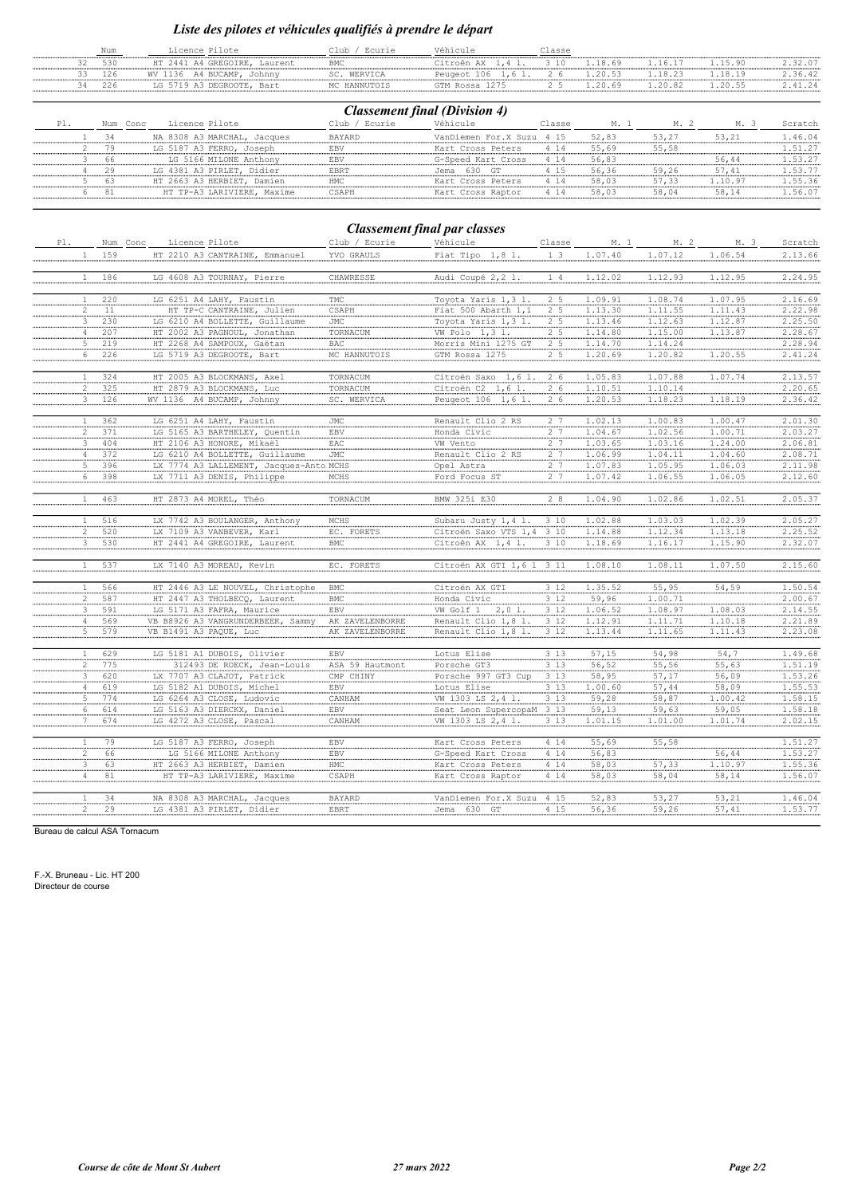## *Liste des pilotes et véhicules qualifiés à prendre le départ*

| | Num | Licence Pilote | Club / Ecurie | Véhicule | Classe | | | | |
|---|---|---|---|---|---|---|---|---|---|
| 32 | 530 | HT 2441 A4 GREGOIRE, Laurent | BMC | Citroën AX 1,4 l. | 3 10 | 1.18.69 | 1.16.17 | 1.15.90 | 2.32.07 |
| 33 | 126 | WV 1136 A4 BUCAMP, Johnny | SC. WERVICA | Peugeot 106 1,6 l. | 2 6 | 1.20.53 | 1.18.23 | 1.18.19 | 2.36.42 |
| 34 | 226 | LG 5719 A3 DEGROOTE, Bart | MC HANNUTOIS | GTM Rossa 1275 | 2 5 | 1.20.69 | 1.20.82 | 1.20.55 | 2.41.24 |

## *Classement final (Division 4)*

| Pl. | Num Conc | Licence Pilote | Club / Ecurie | Véhicule | Classe | M. 1 | M. 2 | M. 3 | Scratch |
|---|---|---|---|---|---|---|---|---|---|
| 1 | 34 | NA 8308 A3 MARCHAL, Jacques | BAYARD | VanDiemen For.X Suzu | 4 15 | 52,83 | 53,27 | 53,21 | 1.46.04 |
| 2 | 79 | LG 5187 A3 FERRO, Joseph | EBV | Kart Cross Peters | 4 14 | 55,69 | 55,58 | | 1.51.27 |
| 3 | 66 | LG 5166 MILONE Anthony | EBV | G-Speed Kart Cross | 4 14 | 56,83 | | 56,44 | 1.53.27 |
| 4 | 29 | LG 4381 A3 PIRLET, Didier | EBRT | Jema 630 GT | 4 15 | 56,36 | 59,26 | 57,41 | 1.53.77 |
| 5 | 63 | HT 2663 A3 HERBIET, Damien | HMC | Kart Cross Peters | 4 14 | 58,03 | 57,33 | 1.10.97 | 1.55.36 |
| 6 | 81 | HT TP-A3 LARIVIERE, Maxime | CSAPH | Kart Cross Raptor | 4 14 | 58,03 | 58,04 | 58,14 | 1.56.07 |

## *Classement final par classes*

| Pl. | Num Conc | Licence Pilote | Club / Ecurie | Véhicule | Classe | M. 1 | M. 2 | M. 3 | Scratch |
|---|---|---|---|---|---|---|---|---|---|
| 1 | 159 | HT 2210 A3 CANTRAINE, Emmanuel | YVO GRAULS | Fiat Tipo 1,8 l. | 1 3 | 1.07.40 | 1.07.12 | 1.06.54 | 2.13.66 |
| 1 | 186 | LG 4608 A3 TOURNAY, Pierre | CHAWRESSE | Audi Coupé 2,2 l. | 1 4 | 1.12.02 | 1.12.93 | 1.12.95 | 2.24.95 |
| 1 | 220 | LG 6251 A4 LAHY, Faustin | TMC | Toyota Yaris 1,3 l. | 2 5 | 1.09.91 | 1.08.74 | 1.07.95 | 2.16.69 |
| 2 | 11 | HT TP-C CANTRAINE, Julien | CSAPH | Fiat 500 Abarth 1,1 | 2 5 | 1.13.30 | 1.11.55 | 1.11.43 | 2.22.98 |
| 3 | 230 | LG 6210 A4 BOLLETTE, Guillaume | JMC | Toyota Yaris 1,3 l. | 2 5 | 1.13.46 | 1.12.63 | 1.12.87 | 2.25.50 |
| 4 | 207 | HT 2002 A3 PAGNOUL, Jonathan | TORNACUM | VW Polo 1,3 l. | 2 5 | 1.14.80 | 1.15.00 | 1.13.87 | 2.28.67 |
| 5 | 219 | HT 2268 A4 SAMPOUX, Gaëtan | BAC | Morris Mini 1275 GT | 2 5 | 1.14.70 | 1.14.24 | | 2.28.94 |
| 6 | 226 | LG 5719 A3 DEGROOTE, Bart | MC HANNUTOIS | GTM Rossa 1275 | 2 5 | 1.20.69 | 1.20.82 | 1.20.55 | 2.41.24 |
| 1 | 324 | HT 2005 A3 BLOCKMANS, Axel | TORNACUM | Citroën Saxo 1,6 l. | 2 6 | 1.05.83 | 1.07.88 | 1.07.74 | 2.13.57 |
| 2 | 325 | HT 2879 A3 BLOCKMANS, Luc | TORNACUM | Citroën C2 1,6 l. | 2 6 | 1.10.51 | 1.10.14 | | 2.20.65 |
| 3 | 126 | WV 1136 A4 BUCAMP, Johnny | SC. WERVICA | Peugeot 106 1,6 l. | 2 6 | 1.20.53 | 1.18.23 | 1.18.19 | 2.36.42 |
| 1 | 362 | LG 6251 A4 LAHY, Faustin | JMC | Renault Clio 2 RS | 2 7 | 1.02.13 | 1.00.83 | 1.00.47 | 2.01.30 |
| 2 | 371 | LG 5165 A3 BARTHELEY, Quentin | EBV | Honda Civic | 2 7 | 1.04.67 | 1.02.56 | 1.00.71 | 2.03.27 |
| 3 | 404 | HT 2106 A3 HONORE, Mikaël | EAC | VW Vento | 2 7 | 1.03.65 | 1.03.16 | 1.24.00 | 2.06.81 |
| 4 | 372 | LG 6210 A4 BOLLETTE, Guillaume | JMC | Renault Clio 2 RS | 2 7 | 1.06.99 | 1.04.11 | 1.04.60 | 2.08.71 |
| 5 | 396 | LX 7774 A3 LALLEMENT, Jacques-Anto | MCHS | Opel Astra | 2 7 | 1.07.83 | 1.05.95 | 1.06.03 | 2.11.98 |
| 6 | 398 | LX 7711 A3 DENIS, Philippe | MCHS | Ford Focus ST | 2 7 | 1.07.42 | 1.06.55 | 1.06.05 | 2.12.60 |
| 1 | 463 | HT 2873 A4 MOREL, Théo | TORNACUM | BMW 325i E30 | 2 8 | 1.04.90 | 1.02.86 | 1.02.51 | 2.05.37 |
| 1 | 516 | LX 7742 A3 BOULANGER, Anthony | MCHS | Subaru Justy 1,4 l. | 3 10 | 1.02.88 | 1.03.03 | 1.02.39 | 2.05.27 |
| 2 | 520 | LX 7109 A3 VANBEVER, Karl | EC. FORETS | Citroën Saxo VTS 1,4 | 3 10 | 1.14.88 | 1.12.34 | 1.13.18 | 2.25.52 |
| 3 | 530 | HT 2441 A4 GREGOIRE, Laurent | BMC | Citroën AX 1,4 l. | 3 10 | 1.18.69 | 1.16.17 | 1.15.90 | 2.32.07 |
| 1 | 537 | LX 7140 A3 MOREAU, Kevin | EC. FORETS | Citroën AX GTI 1,6 l | 3 11 | 1.08.10 | 1.08.11 | 1.07.50 | 2.15.60 |
| 1 | 566 | HT 2446 A3 LE NOUVEL, Christophe | BMC | Citroën AX GTI | 3 12 | 1.35.52 | 55,95 | 54,59 | 1.50.54 |
| 2 | 587 | HT 2447 A3 THOLBECQ, Laurent | BMC | Honda Civic | 3 12 | 59,96 | 1.00.71 | | 2.00.67 |
| 3 | 591 | LG 5171 A3 FAFRA, Maurice | EBV | VW Golf 1 2,0 l. | 3 12 | 1.06.52 | 1.08.97 | 1.08.03 | 2.14.55 |
| 4 | 569 | VB B8926 A3 VANGRUNDERBEEK, Sammy | AK ZAVELENBORRE | Renault Clio 1,8 l. | 3 12 | 1.12.91 | 1.11.71 | 1.10.18 | 2.21.89 |
| 5 | 579 | VB B1491 A3 PAQUE, Luc | AK ZAVELENBORRE | Renault Clio 1,8 l. | 3 12 | 1.13.44 | 1.11.65 | 1.11.43 | 2.23.08 |
| 1 | 629 | LG 5181 A1 DUBOIS, Olivier | EBV | Lotus Elise | 3 13 | 57,15 | 54,98 | 54,7 | 1.49.68 |
| 2 | 775 | 312493 DE ROECK, Jean-Louis | ASA 59 Hautmont | Porsche GT3 | 3 13 | 56,52 | 55,56 | 55,63 | 1.51.19 |
| 3 | 620 | LX 7707 A3 CLAJOT, Patrick | CMP CHINY | Porsche 997 GT3 Cup | 3 13 | 58,95 | 57,17 | 56,09 | 1.53.26 |
| 4 | 619 | LG 5182 A1 DUBOIS, Michel | EBV | Lotus Elise | 3 13 | 1.00.60 | 57,44 | 58,09 | 1.55.53 |
| 5 | 774 | LG 6264 A3 CLOSE, Ludovic | CANHAM | VW 1303 LS 2,4 l. | 3 13 | 59,28 | 58,87 | 1.00.42 | 1.58.15 |
| 6 | 614 | LG 5163 A3 DIERCKX, Daniel | EBV | Seat Leon SupercopaM | 3 13 | 59,13 | 59,63 | 59,05 | 1.58.18 |
| 7 | 674 | LG 4272 A3 CLOSE, Pascal | CANHAM | VW 1303 LS 2,4 l. | 3 13 | 1.01.15 | 1.01.00 | 1.01.74 | 2.02.15 |
| 1 | 79 | LG 5187 A3 FERRO, Joseph | EBV | Kart Cross Peters | 4 14 | 55,69 | 55,58 | | 1.51.27 |
| 2 | 66 | LG 5166 MILONE Anthony | EBV | G-Speed Kart Cross | 4 14 | 56,83 | | 56,44 | 1.53.27 |
| 3 | 63 | HT 2663 A3 HERBIET, Damien | HMC | Kart Cross Peters | 4 14 | 58,03 | 57,33 | 1.10.97 | 1.55.36 |
| 4 | 81 | HT TP-A3 LARIVIERE, Maxime | CSAPH | Kart Cross Raptor | 4 14 | 58,03 | 58,04 | 58,14 | 1.56.07 |
| 1 | 34 | NA 8308 A3 MARCHAL, Jacques | BAYARD | VanDiemen For.X Suzu | 4 15 | 52,83 | 53,27 | 53,21 | 1.46.04 |
| 2 | 29 | LG 4381 A3 PIRLET, Didier | EBRT | Jema 630 GT | 4 15 | 56,36 | 59,26 | 57,41 | 1.53.77 |

Bureau de calcul ASA Tornacum

F.-X. Bruneau - Lic. HT 200
Directeur de course

*Course de côte de Mont St Aubert* — *27 mars 2022*